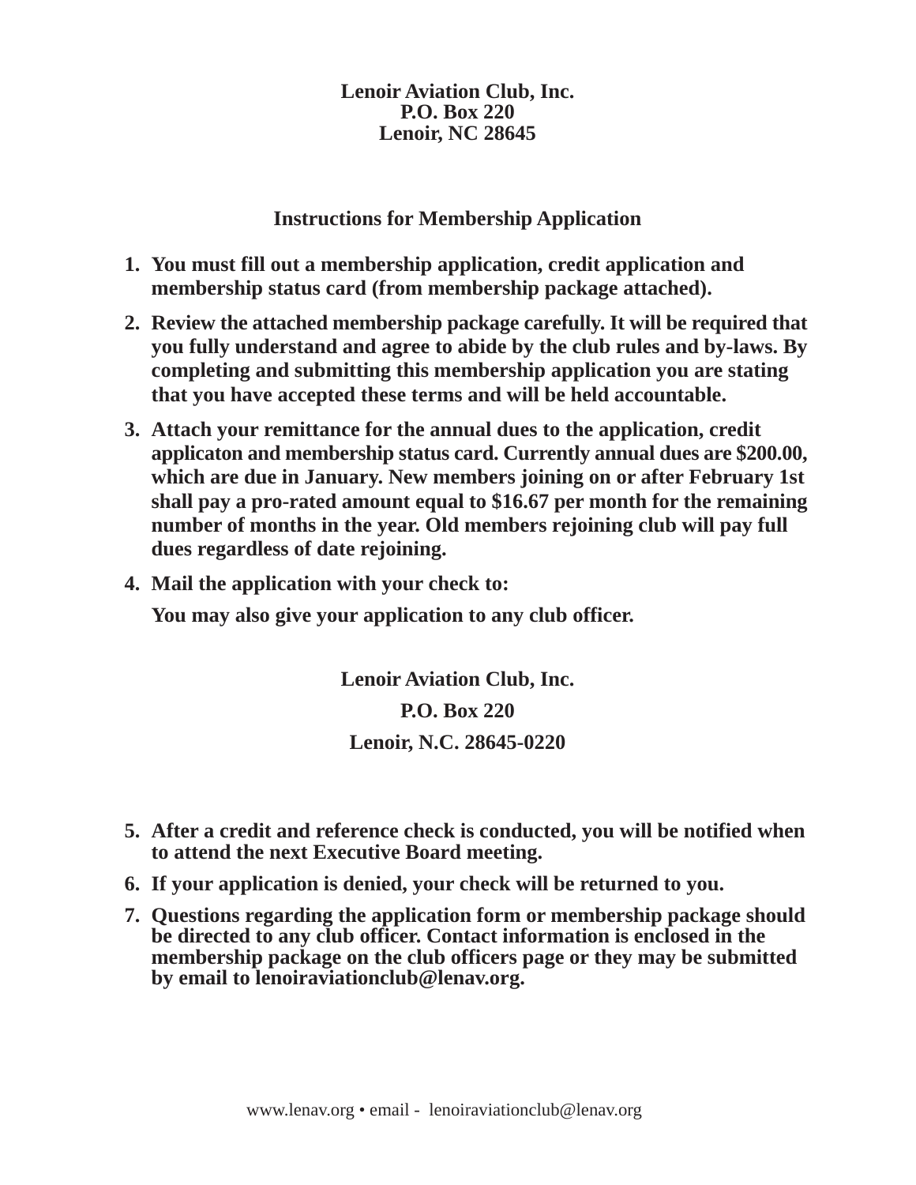**Lenoir Aviation Club, Inc.**
**P.O. Box 220**
**Lenoir, NC 28645**

## Instructions for Membership Application

1. **You must fill out a membership application, credit application and membership status card (from membership package attached).**
2. **Review the attached membership package carefully. It will be required that you fully understand and agree to abide by the club rules and by-laws. By completing and submitting this membership application you are stating that you have accepted these terms and will be held accountable.**
3. **Attach your remittance for the annual dues to the application, credit applicaton and membership status card. Currently annual dues are $200.00, which are due in January. New members joining on or after February 1st shall pay a pro-rated amount equal to $16.67 per month for the remaining number of months in the year. Old members rejoining club will pay full dues regardless of date rejoining.**
4. **Mail the application with your check to:**

   **You may also give your application to any club officer.**

**Lenoir Aviation Club, Inc.**

**P.O. Box 220**

**Lenoir, N.C. 28645-0220**

5. **After a credit and reference check is conducted, you will be notified when to attend the next Executive Board meeting.**
6. **If your application is denied, your check will be returned to you.**
7. **Questions regarding the application form or membership package should be directed to any club officer. Contact information is enclosed in the membership package on the club officers page or they may be submitted by email to lenoiraviationclub@lenav.org.**

www.lenav.org • email - lenoiraviationclub@lenav.org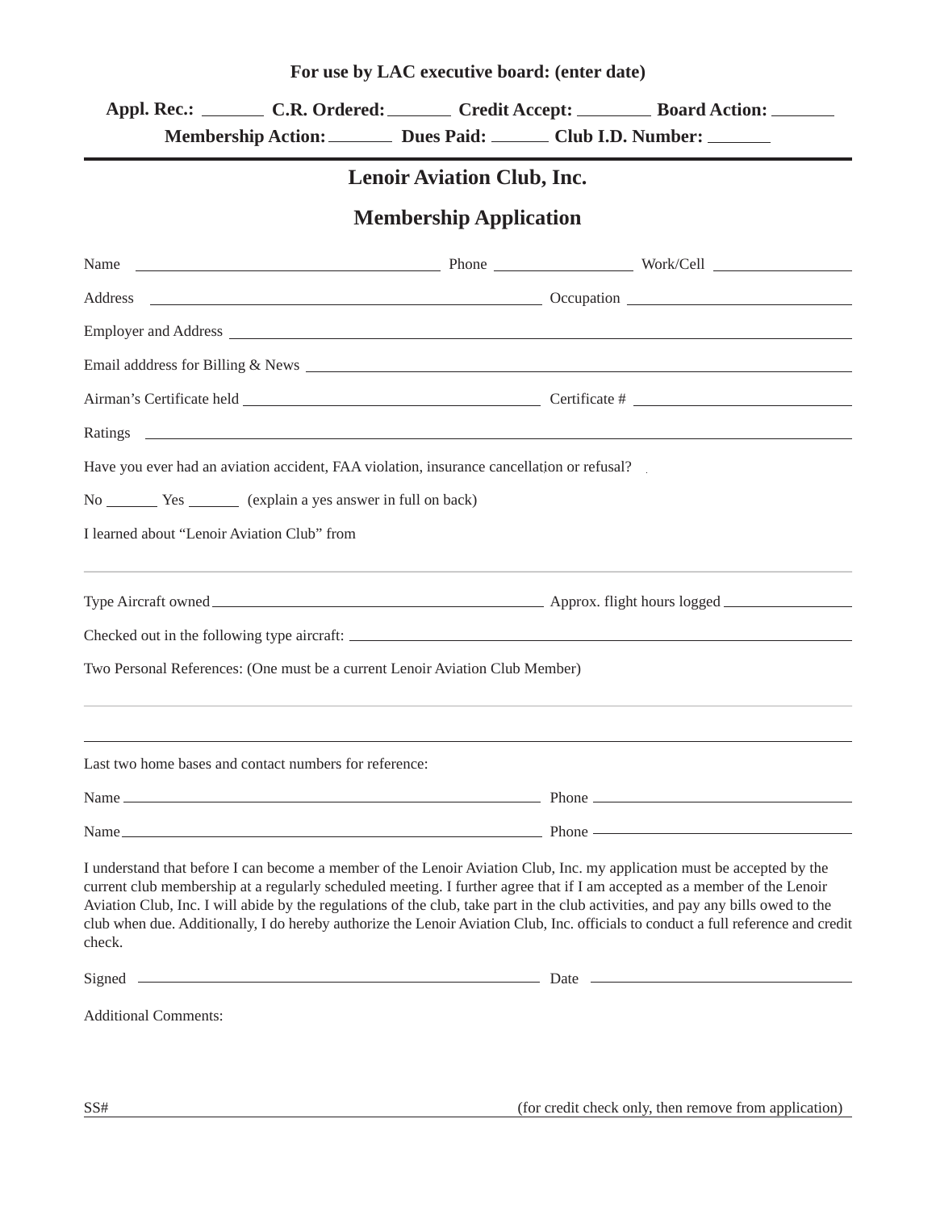**For use by LAC executive board: (enter date)**

**Appl. Rec.:** _______ **C.R. Ordered:** _______ **Credit Accept:** ________ **Board Action:** _______
**Membership Action:** _______ **Dues Paid:** ______ **Club I.D. Number:** _______

---

## Lenoir Aviation Club, Inc.

## Membership Application

Name ____________________________________ Phone _________________ Work/Cell _________________

Address ______________________________________________ Occupation ___________________________

Employer and Address ______________________________________________________________________

Email adddress for Billing & News __________________________________________________________

Airman's Certificate held ___________________________________ Certificate # __________________________

Ratings __________________________________________________________________________________

Have you ever had an aviation accident, FAA violation, insurance cancellation or refusal?

No _______ Yes _______ (explain a yes answer in full on back)

I learned about "Lenoir Aviation Club" from

__________________________________________________________________________________________

Type Aircraft owned ________________________________________ Approx. flight hours logged ________________

Checked out in the following type aircraft: ______________________________________________________

Two Personal References: (One must be a current Lenoir Aviation Club Member)

__________________________________________________________________________________________

__________________________________________________________________________________________

Last two home bases and contact numbers for reference:

Name ________________________________________________ Phone ________________________________

Name ________________________________________________ Phone ________________________________

I understand that before I can become a member of the Lenoir Aviation Club, Inc. my application must be accepted by the current club membership at a regularly scheduled meeting. I further agree that if I am accepted as a member of the Lenoir Aviation Club, Inc. I will abide by the regulations of the club, take part in the club activities, and pay any bills owed to the club when due. Additionally, I do hereby authorize the Lenoir Aviation Club, Inc. officials to conduct a full reference and credit check.

Signed ______________________________________________ Date _________________________________

Additional Comments:

SS# __________________________________________ (for credit check only, then remove from application)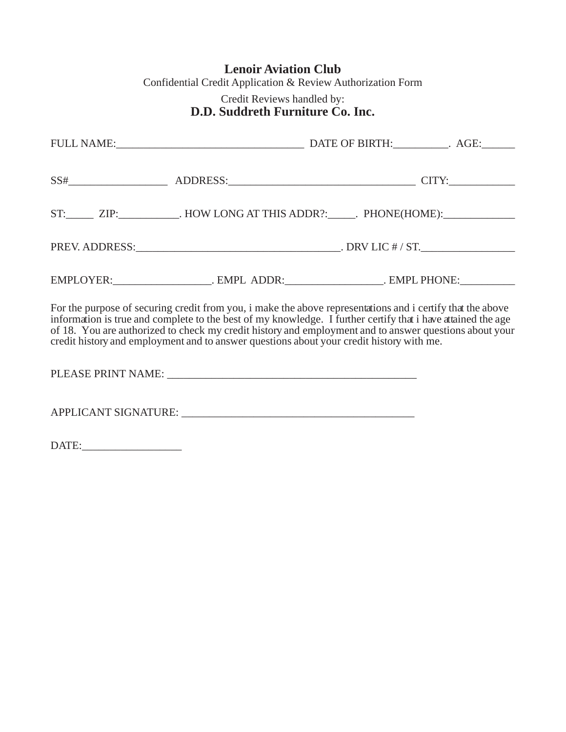**Lenoir Aviation Club**

Confidential Credit Application & Review Authorization Form

Credit Reviews handled by:

**D.D. Suddreth Furniture Co. Inc.**

FULL NAME:__________________________________ DATE OF BIRTH:__________. AGE:______

SS#__________________ ADDRESS:__________________________________ CITY:____________

ST:_____ ZIP:___________. HOW LONG AT THIS ADDR?:_____. PHONE(HOME):_____________

PREV. ADDRESS:_____________________________________. DRV LIC # / ST._________________

EMPLOYER:__________________. EMPL ADDR:__________________. EMPL PHONE:__________

For the purpose of securing credit from you, i make the above representations and i certify that the above information is true and complete to the best of my knowledge. I further certify that i have attained the age of 18. You are authorized to check my credit history and employment and to answer questions about your credit history and employment and to answer questions about your credit history with me.

PLEASE PRINT NAME: ______________________________________________

APPLICANT SIGNATURE: ___________________________________________

DATE:__________________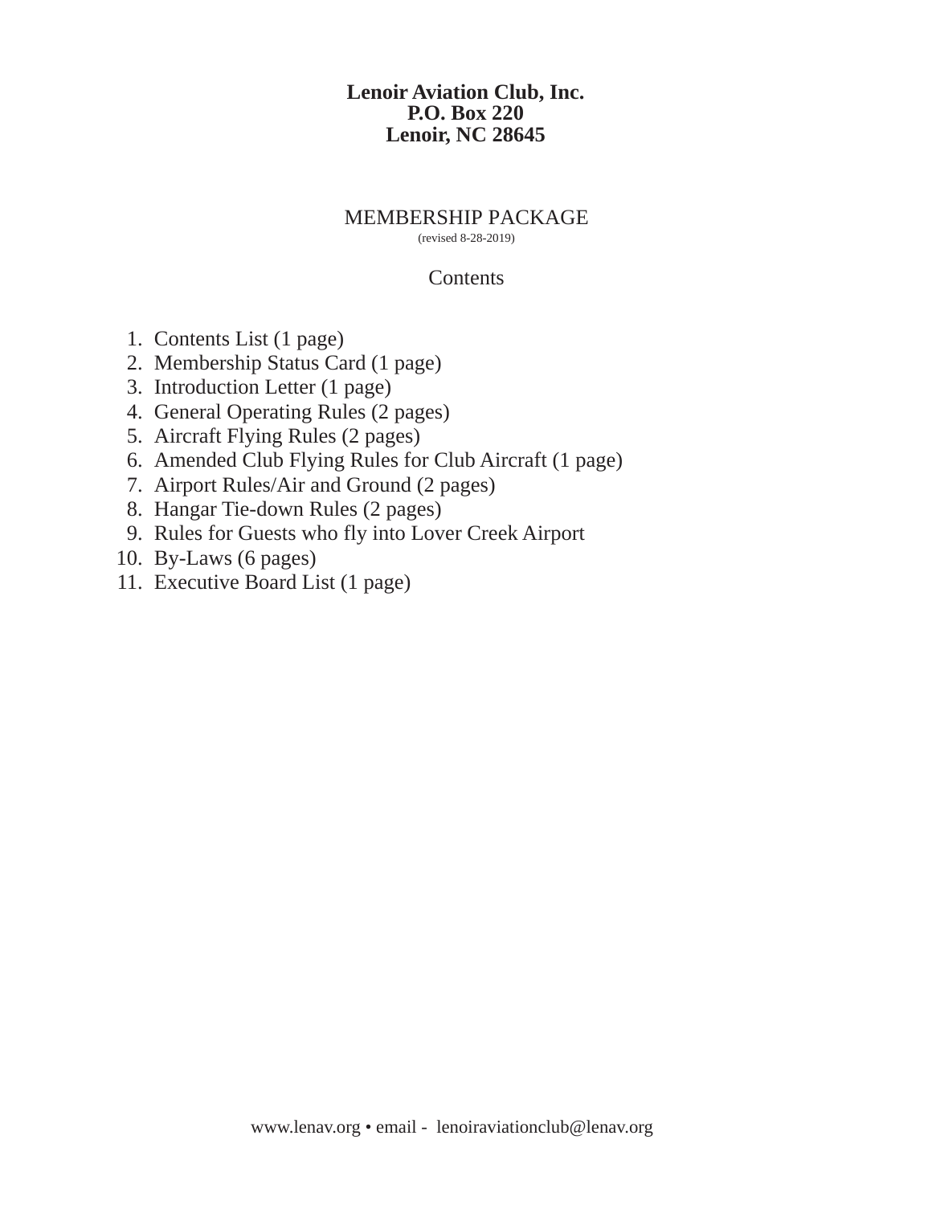**Lenoir Aviation Club, Inc.**
**P.O. Box 220**
**Lenoir, NC 28645**

# MEMBERSHIP PACKAGE

(revised 8-28-2019)

## Contents

1. Contents List (1 page)
2. Membership Status Card (1 page)
3. Introduction Letter (1 page)
4. General Operating Rules (2 pages)
5. Aircraft Flying Rules (2 pages)
6. Amended Club Flying Rules for Club Aircraft (1 page)
7. Airport Rules/Air and Ground (2 pages)
8. Hangar Tie-down Rules (2 pages)
9. Rules for Guests who fly into Lover Creek Airport
10. By-Laws (6 pages)
11. Executive Board List (1 page)

www.lenav.org • email - lenoiraviationclub@lenav.org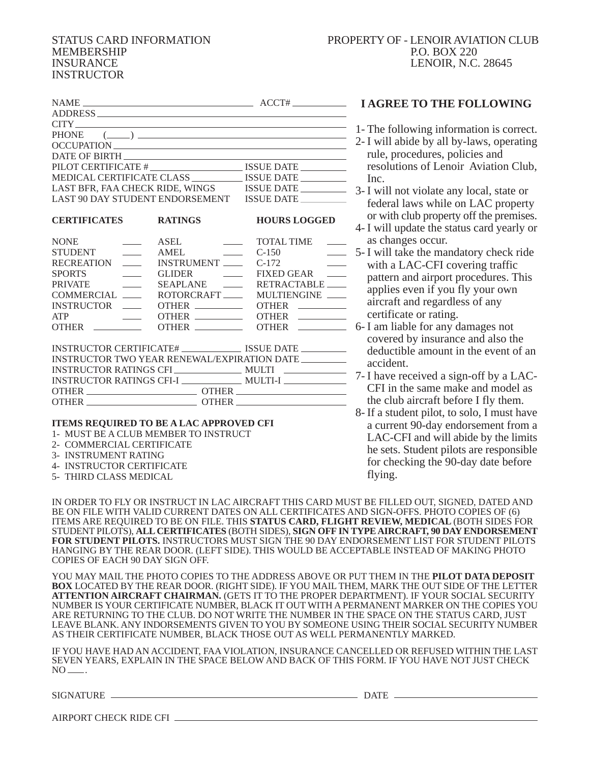STATUS CARD INFORMATION
MEMBERSHIP
INSURANCE
INSTRUCTOR

PROPERTY OF - LENOIR AVIATION CLUB
P.O. BOX 220
LENOIR, N.C. 28645

NAME ______________________________ ACCT# __________
ADDRESS ______________________________
CITY ______________________________
PHONE (____) ______________________________
OCCUPATION ______________________________
DATE OF BIRTH ______________________________
PILOT CERTIFICATE # ________________ ISSUE DATE ________
MEDICAL CERTIFICATE CLASS __________ ISSUE DATE ________
LAST BFR, FAA CHECK RIDE, WINGS ISSUE DATE ________
LAST 90 DAY STUDENT ENDORSEMENT ISSUE DATE ________

| **CERTIFICATES** | | **RATINGS** | | **HOURS LOGGED** | |
|---|---|---|---|---|---|
| NONE | ____ | ASEL | ____ | TOTAL TIME | ____ |
| STUDENT | ____ | AMEL | ____ | C-150 | ____ |
| RECREATION | ____ | INSTRUMENT | ____ | C-172 | ____ |
| SPORTS | ____ | GLIDER | ____ | FIXED GEAR | ____ |
| PRIVATE | ____ | SEAPLANE | ____ | RETRACTABLE | ____ |
| COMMERCIAL | ____ | ROTORCRAFT | ____ | MULTIENGINE | ____ |
| INSTRUCTOR | ____ | OTHER | ________ | OTHER | ________ |
| ATP | ____ | OTHER | ________ | OTHER | ________ |
| OTHER | ________ | OTHER | ________ | OTHER | ________ |

INSTRUCTOR CERTIFICATE# ____________ ISSUE DATE ________
INSTRUCTOR TWO YEAR RENEWAL/EXPIRATION DATE ________
INSTRUCTOR RATINGS CFI ____________ MULTI ____________
INSTRUCTOR RATINGS CFI-I ____________ MULTI-I ____________
OTHER ____________________ OTHER ____________________
OTHER ____________________ OTHER ____________________

**ITEMS REQUIRED TO BE A LAC APPROVED CFI**

1- MUST BE A CLUB MEMBER TO INSTRUCT
2- COMMERCIAL CERTIFICATE
3- INSTRUMENT RATING
4- INSTRUCTOR CERTIFICATE
5- THIRD CLASS MEDICAL

## I AGREE TO THE FOLLOWING

1- The following information is correct.
2- I will abide by all by-laws, operating rule, procedures, policies and resolutions of Lenoir Aviation Club, Inc.
3- I will not violate any local, state or federal laws while on LAC property or with club property off the premises.
4- I will update the status card yearly or as changes occur.
5- I will take the mandatory check ride with a LAC-CFI covering traffic pattern and airport procedures. This applies even if you fly your own aircraft and regardless of any certificate or rating.
6- I am liable for any damages not covered by insurance and also the deductible amount in the event of an accident.
7- I have received a sign-off by a LAC-CFI in the same make and model as the club aircraft before I fly them.
8- If a student pilot, to solo, I must have a current 90-day endorsement from a LAC-CFI and will abide by the limits he sets. Student pilots are responsible for checking the 90-day date before flying.

IN ORDER TO FLY OR INSTRUCT IN LAC AIRCRAFT THIS CARD MUST BE FILLED OUT, SIGNED, DATED AND BE ON FILE WITH VALID CURRENT DATES ON ALL CERTIFICATES AND SIGN-OFFS. PHOTO COPIES OF (6) ITEMS ARE REQUIRED TO BE ON FILE. THIS **STATUS CARD, FLIGHT REVIEW, MEDICAL** (BOTH SIDES FOR STUDENT PILOTS), **ALL CERTIFICATES** (BOTH SIDES), **SIGN OFF IN TYPE AIRCRAFT, 90 DAY ENDORSEMENT FOR STUDENT PILOTS.** INSTRUCTORS MUST SIGN THE 90 DAY ENDORSEMENT LIST FOR STUDENT PILOTS HANGING BY THE REAR DOOR. (LEFT SIDE). THIS WOULD BE ACCEPTABLE INSTEAD OF MAKING PHOTO COPIES OF EACH 90 DAY SIGN OFF.

YOU MAY MAIL THE PHOTO COPIES TO THE ADDRESS ABOVE OR PUT THEM IN THE **PILOT DATA DEPOSIT BOX** LOCATED BY THE REAR DOOR. (RIGHT SIDE). IF YOU MAIL THEM, MARK THE OUT SIDE OF THE LETTER **ATTENTION AIRCRAFT CHAIRMAN.** (GETS IT TO THE PROPER DEPARTMENT). IF YOUR SOCIAL SECURITY NUMBER IS YOUR CERTIFICATE NUMBER, BLACK IT OUT WITH A PERMANENT MARKER ON THE COPIES YOU ARE RETURNING TO THE CLUB. DO NOT WRITE THE NUMBER IN THE SPACE ON THE STATUS CARD, JUST LEAVE BLANK. ANY INDORSEMENTS GIVEN TO YOU BY SOMEONE USING THEIR SOCIAL SECURITY NUMBER AS THEIR CERTIFICATE NUMBER, BLACK THOSE OUT AS WELL PERMANENTLY MARKED.

IF YOU HAVE HAD AN ACCIDENT, FAA VIOLATION, INSURANCE CANCELLED OR REFUSED WITHIN THE LAST SEVEN YEARS, EXPLAIN IN THE SPACE BELOW AND BACK OF THIS FORM. IF YOU HAVE NOT JUST CHECK NO ____.

SIGNATURE ______________________________ DATE ____________________

AIRPORT CHECK RIDE CFI ______________________________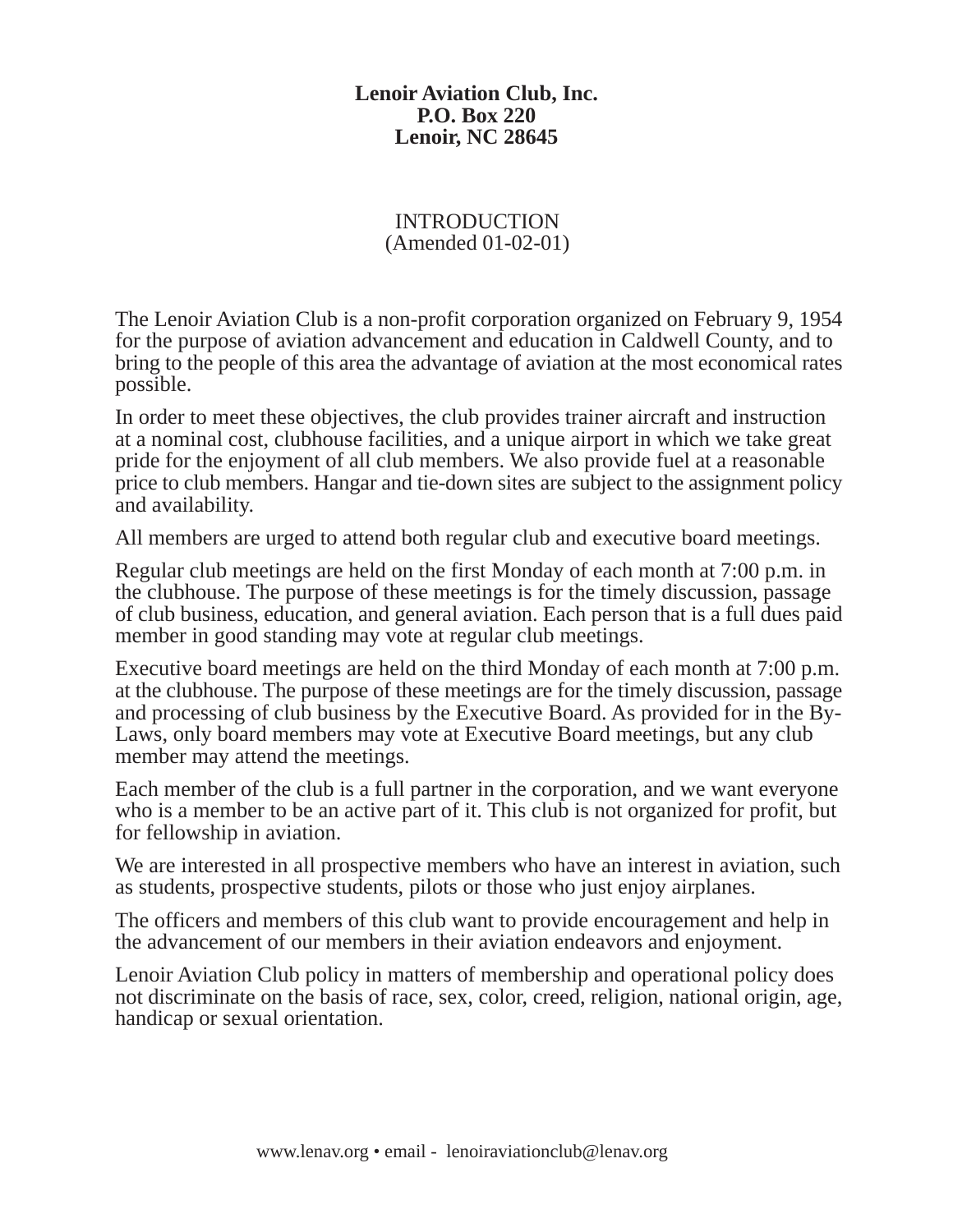**Lenoir Aviation Club, Inc.**
**P.O. Box 220**
**Lenoir, NC 28645**

# INTRODUCTION

(Amended 01-02-01)

The Lenoir Aviation Club is a non-profit corporation organized on February 9, 1954 for the purpose of aviation advancement and education in Caldwell County, and to bring to the people of this area the advantage of aviation at the most economical rates possible.

In order to meet these objectives, the club provides trainer aircraft and instruction at a nominal cost, clubhouse facilities, and a unique airport in which we take great pride for the enjoyment of all club members. We also provide fuel at a reasonable price to club members. Hangar and tie-down sites are subject to the assignment policy and availability.

All members are urged to attend both regular club and executive board meetings.

Regular club meetings are held on the first Monday of each month at 7:00 p.m. in the clubhouse. The purpose of these meetings is for the timely discussion, passage of club business, education, and general aviation. Each person that is a full dues paid member in good standing may vote at regular club meetings.

Executive board meetings are held on the third Monday of each month at 7:00 p.m. at the clubhouse. The purpose of these meetings are for the timely discussion, passage and processing of club business by the Executive Board. As provided for in the By-Laws, only board members may vote at Executive Board meetings, but any club member may attend the meetings.

Each member of the club is a full partner in the corporation, and we want everyone who is a member to be an active part of it. This club is not organized for profit, but for fellowship in aviation.

We are interested in all prospective members who have an interest in aviation, such as students, prospective students, pilots or those who just enjoy airplanes.

The officers and members of this club want to provide encouragement and help in the advancement of our members in their aviation endeavors and enjoyment.

Lenoir Aviation Club policy in matters of membership and operational policy does not discriminate on the basis of race, sex, color, creed, religion, national origin, age, handicap or sexual orientation.

www.lenav.org • email - lenoiraviationclub@lenav.org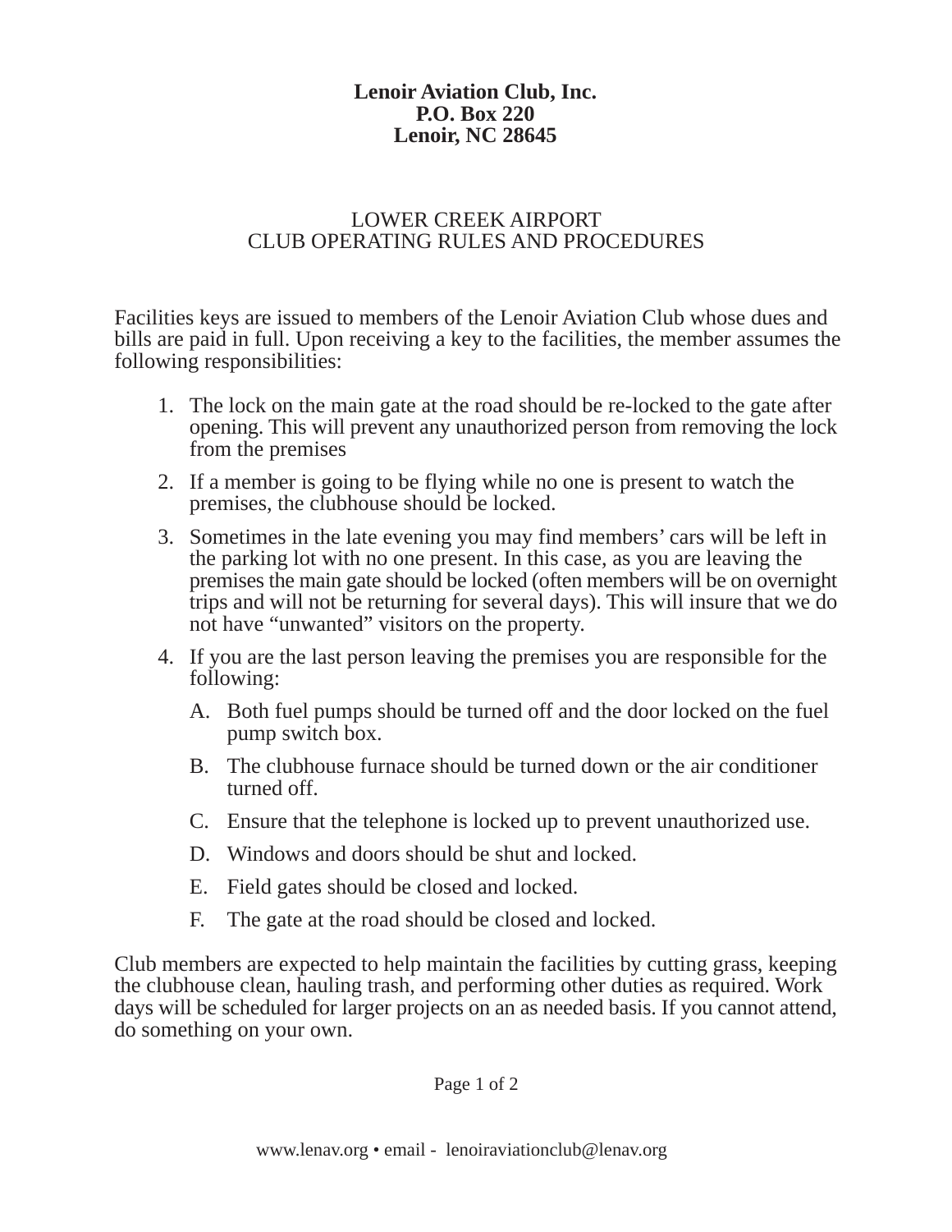**Lenoir Aviation Club, Inc.**
**P.O. Box 220**
**Lenoir, NC 28645**

LOWER CREEK AIRPORT
CLUB OPERATING RULES AND PROCEDURES

Facilities keys are issued to members of the Lenoir Aviation Club whose dues and bills are paid in full. Upon receiving a key to the facilities, the member assumes the following responsibilities:

1. The lock on the main gate at the road should be re-locked to the gate after opening. This will prevent any unauthorized person from removing the lock from the premises
2. If a member is going to be flying while no one is present to watch the premises, the clubhouse should be locked.
3. Sometimes in the late evening you may find members' cars will be left in the parking lot with no one present. In this case, as you are leaving the premises the main gate should be locked (often members will be on overnight trips and will not be returning for several days). This will insure that we do not have "unwanted" visitors on the property.
4. If you are the last person leaving the premises you are responsible for the following:
   - A. Both fuel pumps should be turned off and the door locked on the fuel pump switch box.
   - B. The clubhouse furnace should be turned down or the air conditioner turned off.
   - C. Ensure that the telephone is locked up to prevent unauthorized use.
   - D. Windows and doors should be shut and locked.
   - E. Field gates should be closed and locked.
   - F. The gate at the road should be closed and locked.

Club members are expected to help maintain the facilities by cutting grass, keeping the clubhouse clean, hauling trash, and performing other duties as required. Work days will be scheduled for larger projects on an as needed basis. If you cannot attend, do something on your own.

www.lenav.org • email - lenoiraviationclub@lenav.org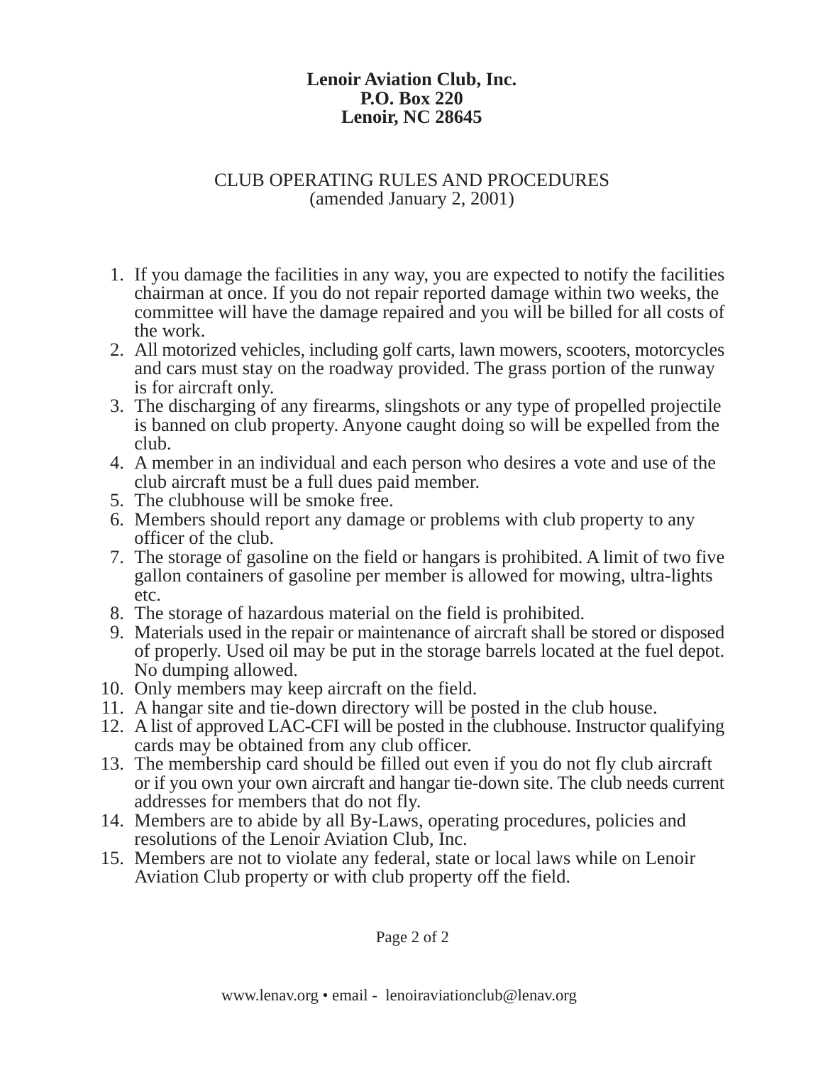**Lenoir Aviation Club, Inc.**
**P.O. Box 220**
**Lenoir, NC 28645**

CLUB OPERATING RULES AND PROCEDURES
(amended January 2, 2001)

1. If you damage the facilities in any way, you are expected to notify the facilities chairman at once. If you do not repair reported damage within two weeks, the committee will have the damage repaired and you will be billed for all costs of the work.
2. All motorized vehicles, including golf carts, lawn mowers, scooters, motorcycles and cars must stay on the roadway provided. The grass portion of the runway is for aircraft only.
3. The discharging of any firearms, slingshots or any type of propelled projectile is banned on club property. Anyone caught doing so will be expelled from the club.
4. A member in an individual and each person who desires a vote and use of the club aircraft must be a full dues paid member.
5. The clubhouse will be smoke free.
6. Members should report any damage or problems with club property to any officer of the club.
7. The storage of gasoline on the field or hangars is prohibited. A limit of two five gallon containers of gasoline per member is allowed for mowing, ultra-lights etc.
8. The storage of hazardous material on the field is prohibited.
9. Materials used in the repair or maintenance of aircraft shall be stored or disposed of properly. Used oil may be put in the storage barrels located at the fuel depot. No dumping allowed.
10. Only members may keep aircraft on the field.
11. A hangar site and tie-down directory will be posted in the club house.
12. A list of approved LAC-CFI will be posted in the clubhouse. Instructor qualifying cards may be obtained from any club officer.
13. The membership card should be filled out even if you do not fly club aircraft or if you own your own aircraft and hangar tie-down site. The club needs current addresses for members that do not fly.
14. Members are to abide by all By-Laws, operating procedures, policies and resolutions of the Lenoir Aviation Club, Inc.
15. Members are not to violate any federal, state or local laws while on Lenoir Aviation Club property or with club property off the field.

www.lenav.org • email - lenoiraviationclub@lenav.org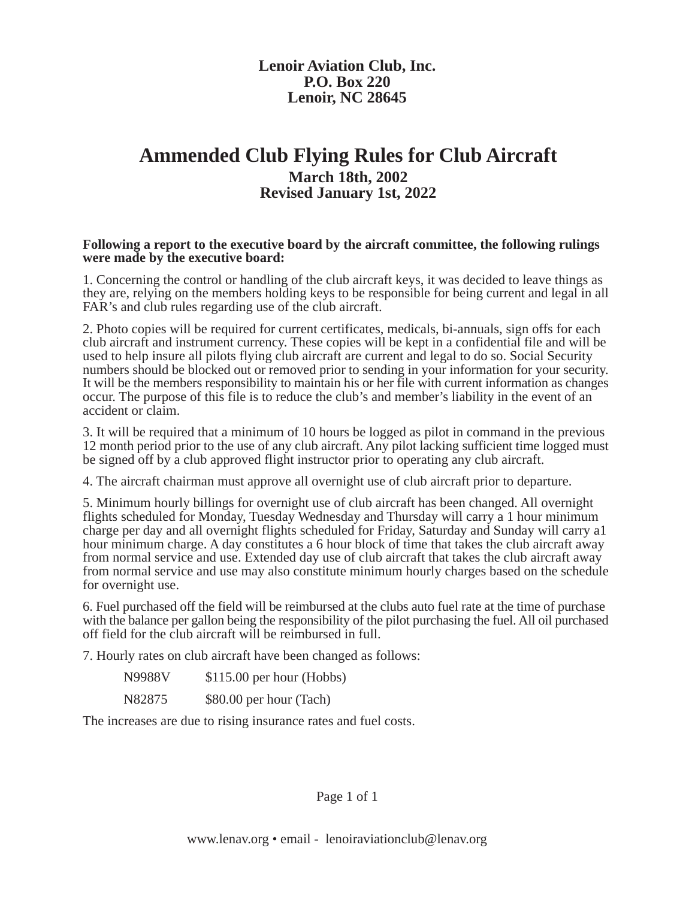**Lenoir Aviation Club, Inc.**
**P.O. Box 220**
**Lenoir, NC 28645**

# Ammended Club Flying Rules for Club Aircraft

**March 18th, 2002**
**Revised January 1st, 2022**

**Following a report to the executive board by the aircraft committee, the following rulings were made by the executive board:**

1. Concerning the control or handling of the club aircraft keys, it was decided to leave things as they are, relying on the members holding keys to be responsible for being current and legal in all FAR's and club rules regarding use of the club aircraft.

2. Photo copies will be required for current certificates, medicals, bi-annuals, sign offs for each club aircraft and instrument currency. These copies will be kept in a confidential file and will be used to help insure all pilots flying club aircraft are current and legal to do so. Social Security numbers should be blocked out or removed prior to sending in your information for your security. It will be the members responsibility to maintain his or her file with current information as changes occur. The purpose of this file is to reduce the club's and member's liability in the event of an accident or claim.

3. It will be required that a minimum of 10 hours be logged as pilot in command in the previous 12 month period prior to the use of any club aircraft. Any pilot lacking sufficient time logged must be signed off by a club approved flight instructor prior to operating any club aircraft.

4. The aircraft chairman must approve all overnight use of club aircraft prior to departure.

5. Minimum hourly billings for overnight use of club aircraft has been changed. All overnight flights scheduled for Monday, Tuesday Wednesday and Thursday will carry a 1 hour minimum charge per day and all overnight flights scheduled for Friday, Saturday and Sunday will carry a1 hour minimum charge. A day constitutes a 6 hour block of time that takes the club aircraft away from normal service and use. Extended day use of club aircraft that takes the club aircraft away from normal service and use may also constitute minimum hourly charges based on the schedule for overnight use.

6. Fuel purchased off the field will be reimbursed at the clubs auto fuel rate at the time of purchase with the balance per gallon being the responsibility of the pilot purchasing the fuel. All oil purchased off field for the club aircraft will be reimbursed in full.

7. Hourly rates on club aircraft have been changed as follows:

| | |
|---|---|
| N9988V | $115.00 per hour (Hobbs) |
| N82875 | $80.00 per hour (Tach) |

The increases are due to rising insurance rates and fuel costs.

www.lenav.org • email - lenoiraviationclub@lenav.org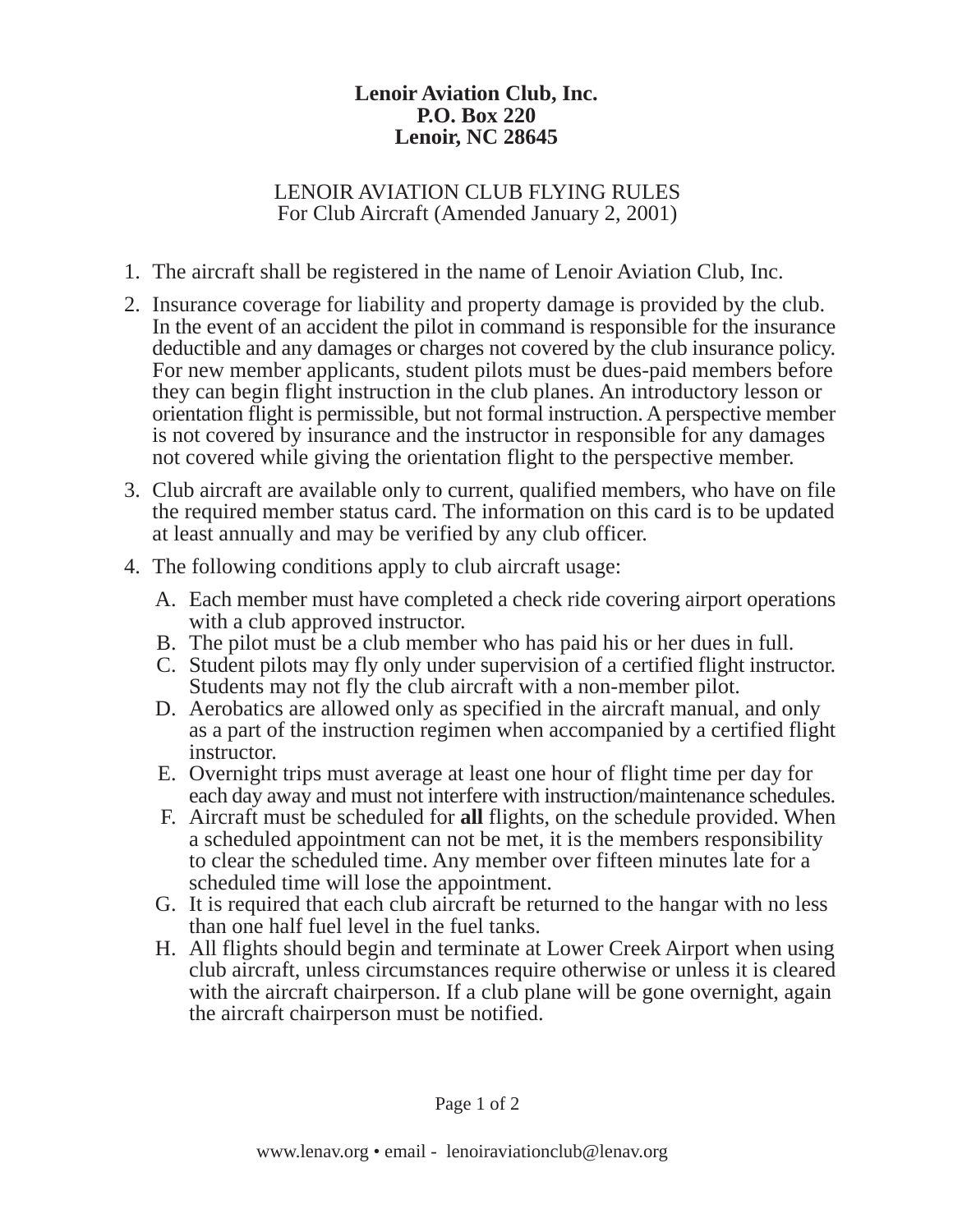**Lenoir Aviation Club, Inc.**
**P.O. Box 220**
**Lenoir, NC 28645**

LENOIR AVIATION CLUB FLYING RULES
For Club Aircraft (Amended January 2, 2001)

1. The aircraft shall be registered in the name of Lenoir Aviation Club, Inc.
2. Insurance coverage for liability and property damage is provided by the club. In the event of an accident the pilot in command is responsible for the insurance deductible and any damages or charges not covered by the club insurance policy. For new member applicants, student pilots must be dues-paid members before they can begin flight instruction in the club planes. An introductory lesson or orientation flight is permissible, but not formal instruction. A perspective member is not covered by insurance and the instructor in responsible for any damages not covered while giving the orientation flight to the perspective member.
3. Club aircraft are available only to current, qualified members, who have on file the required member status card. The information on this card is to be updated at least annually and may be verified by any club officer.
4. The following conditions apply to club aircraft usage:
   A. Each member must have completed a check ride covering airport operations with a club approved instructor.
   B. The pilot must be a club member who has paid his or her dues in full.
   C. Student pilots may fly only under supervision of a certified flight instructor. Students may not fly the club aircraft with a non-member pilot.
   D. Aerobatics are allowed only as specified in the aircraft manual, and only as a part of the instruction regimen when accompanied by a certified flight instructor.
   E. Overnight trips must average at least one hour of flight time per day for each day away and must not interfere with instruction/maintenance schedules.
   F. Aircraft must be scheduled for **all** flights, on the schedule provided. When a scheduled appointment can not be met, it is the members responsibility to clear the scheduled time. Any member over fifteen minutes late for a scheduled time will lose the appointment.
   G. It is required that each club aircraft be returned to the hangar with no less than one half fuel level in the fuel tanks.
   H. All flights should begin and terminate at Lower Creek Airport when using club aircraft, unless circumstances require otherwise or unless it is cleared with the aircraft chairperson. If a club plane will be gone overnight, again the aircraft chairperson must be notified.

www.lenav.org • email - lenoiraviationclub@lenav.org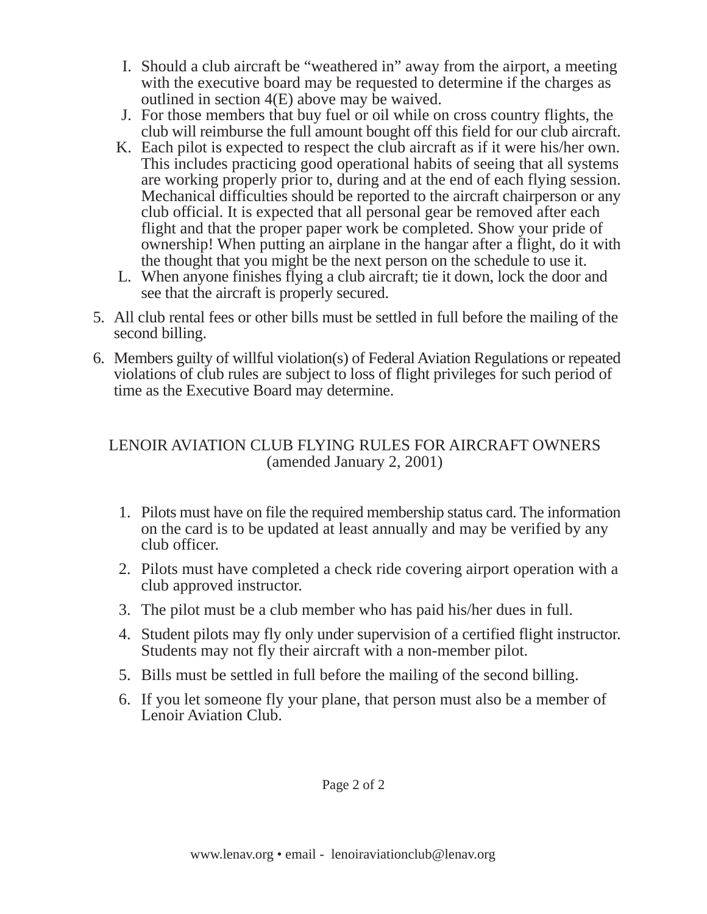I. Should a club aircraft be "weathered in" away from the airport, a meeting with the executive board may be requested to determine if the charges as outlined in section 4(E) above may be waived.
J. For those members that buy fuel or oil while on cross country flights, the club will reimburse the full amount bought off this field for our club aircraft.
K. Each pilot is expected to respect the club aircraft as if it were his/her own. This includes practicing good operational habits of seeing that all systems are working properly prior to, during and at the end of each flying session. Mechanical difficulties should be reported to the aircraft chairperson or any club official. It is expected that all personal gear be removed after each flight and that the proper paper work be completed. Show your pride of ownership! When putting an airplane in the hangar after a flight, do it with the thought that you might be the next person on the schedule to use it.
L. When anyone finishes flying a club aircraft; tie it down, lock the door and see that the aircraft is properly secured.

5. All club rental fees or other bills must be settled in full before the mailing of the second billing.
6. Members guilty of willful violation(s) of Federal Aviation Regulations or repeated violations of club rules are subject to loss of flight privileges for such period of time as the Executive Board may determine.

## LENOIR AVIATION CLUB FLYING RULES FOR AIRCRAFT OWNERS
(amended January 2, 2001)

1. Pilots must have on file the required membership status card. The information on the card is to be updated at least annually and may be verified by any club officer.
2. Pilots must have completed a check ride covering airport operation with a club approved instructor.
3. The pilot must be a club member who has paid his/her dues in full.
4. Student pilots may fly only under supervision of a certified flight instructor. Students may not fly their aircraft with a non-member pilot.
5. Bills must be settled in full before the mailing of the second billing.
6. If you let someone fly your plane, that person must also be a member of Lenoir Aviation Club.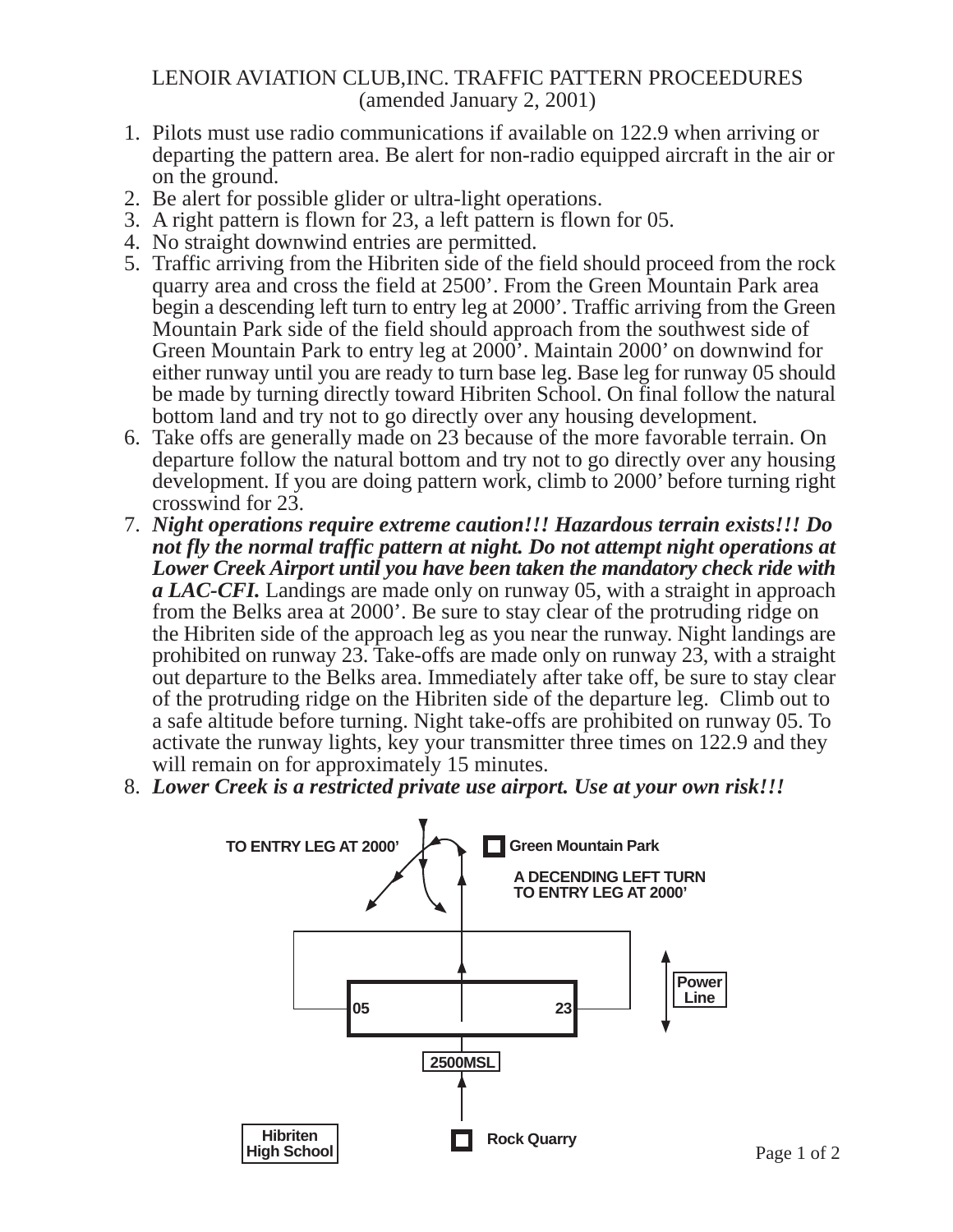LENOIR AVIATION CLUB,INC. TRAFFIC PATTERN PROCEEDURES
(amended January 2, 2001)

1. Pilots must use radio communications if available on 122.9 when arriving or departing the pattern area. Be alert for non-radio equipped aircraft in the air or on the ground.
2. Be alert for possible glider or ultra-light operations.
3. A right pattern is flown for 23, a left pattern is flown for 05.
4. No straight downwind entries are permitted.
5. Traffic arriving from the Hibriten side of the field should proceed from the rock quarry area and cross the field at 2500’. From the Green Mountain Park area begin a descending left turn to entry leg at 2000’. Traffic arriving from the Green Mountain Park side of the field should approach from the southwest side of Green Mountain Park to entry leg at 2000’. Maintain 2000’ on downwind for either runway until you are ready to turn base leg. Base leg for runway 05 should be made by turning directly toward Hibriten School. On final follow the natural bottom land and try not to go directly over any housing development.
6. Take offs are generally made on 23 because of the more favorable terrain. On departure follow the natural bottom and try not to go directly over any housing development. If you are doing pattern work, climb to 2000’ before turning right crosswind for 23.
7. ***Night operations require extreme caution!!! Hazardous terrain exists!!! Do not fly the normal traffic pattern at night. Do not attempt night operations at Lower Creek Airport until you have been taken the mandatory check ride with a LAC-CFI.*** Landings are made only on runway 05, with a straight in approach from the Belks area at 2000’. Be sure to stay clear of the protruding ridge on the Hibriten side of the approach leg as you near the runway. Night landings are prohibited on runway 23. Take-offs are made only on runway 23, with a straight out departure to the Belks area. Immediately after take off, be sure to stay clear of the protruding ridge on the Hibriten side of the departure leg. Climb out to a safe altitude before turning. Night take-offs are prohibited on runway 05. To activate the runway lights, key your transmitter three times on 122.9 and they will remain on for approximately 15 minutes.
8. ***Lower Creek is a restricted private use airport. Use at your own risk!!!***

TO ENTRY LEG AT 2000’

Green Mountain Park

A DECENDING LEFT TURN TO ENTRY LEG AT 2000’

Power Line

05 23

2500MSL

Hibriten High School

Rock Quarry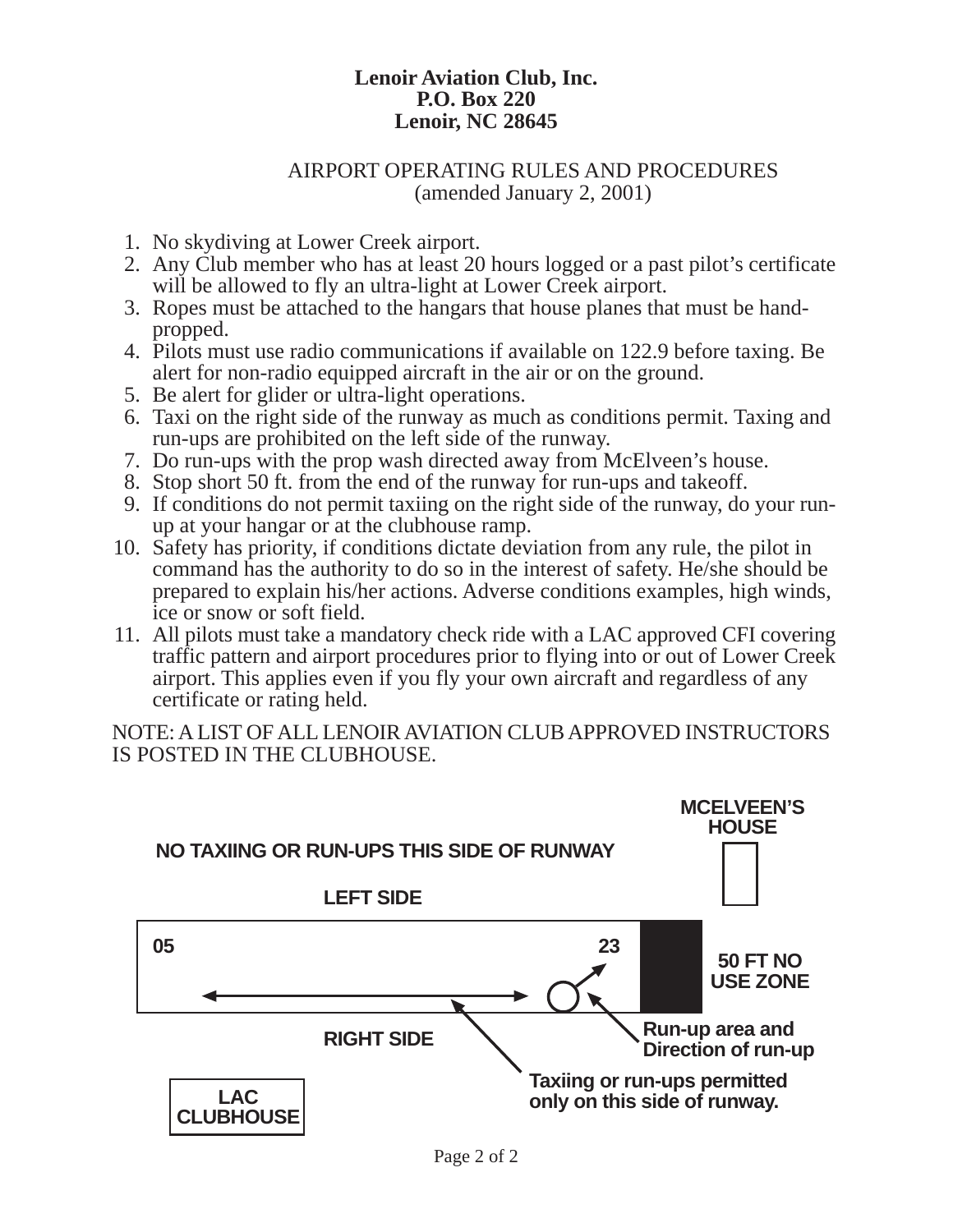**Lenoir Aviation Club, Inc.**
**P.O. Box 220**
**Lenoir, NC 28645**

AIRPORT OPERATING RULES AND PROCEDURES
(amended January 2, 2001)

1. No skydiving at Lower Creek airport.
2. Any Club member who has at least 20 hours logged or a past pilot's certificate will be allowed to fly an ultra-light at Lower Creek airport.
3. Ropes must be attached to the hangars that house planes that must be hand-propped.
4. Pilots must use radio communications if available on 122.9 before taxing. Be alert for non-radio equipped aircraft in the air or on the ground.
5. Be alert for glider or ultra-light operations.
6. Taxi on the right side of the runway as much as conditions permit. Taxing and run-ups are prohibited on the left side of the runway.
7. Do run-ups with the prop wash directed away from McElveen's house.
8. Stop short 50 ft. from the end of the runway for run-ups and takeoff.
9. If conditions do not permit taxiing on the right side of the runway, do your run-up at your hangar or at the clubhouse ramp.
10. Safety has priority, if conditions dictate deviation from any rule, the pilot in command has the authority to do so in the interest of safety. He/she should be prepared to explain his/her actions. Adverse conditions examples, high winds, ice or snow or soft field.
11. All pilots must take a mandatory check ride with a LAC approved CFI covering traffic pattern and airport procedures prior to flying into or out of Lower Creek airport. This applies even if you fly your own aircraft and regardless of any certificate or rating held.

NOTE: A LIST OF ALL LENOIR AVIATION CLUB APPROVED INSTRUCTORS IS POSTED IN THE CLUBHOUSE.

**MCELVEEN'S HOUSE**

**NO TAXIING OR RUN-UPS THIS SIDE OF RUNWAY**

**LEFT SIDE**

**05** **23**

**50 FT NO USE ZONE**

**RIGHT SIDE**

**Run-up area and Direction of run-up**

**Taxiing or run-ups permitted only on this side of runway.**

**LAC CLUBHOUSE**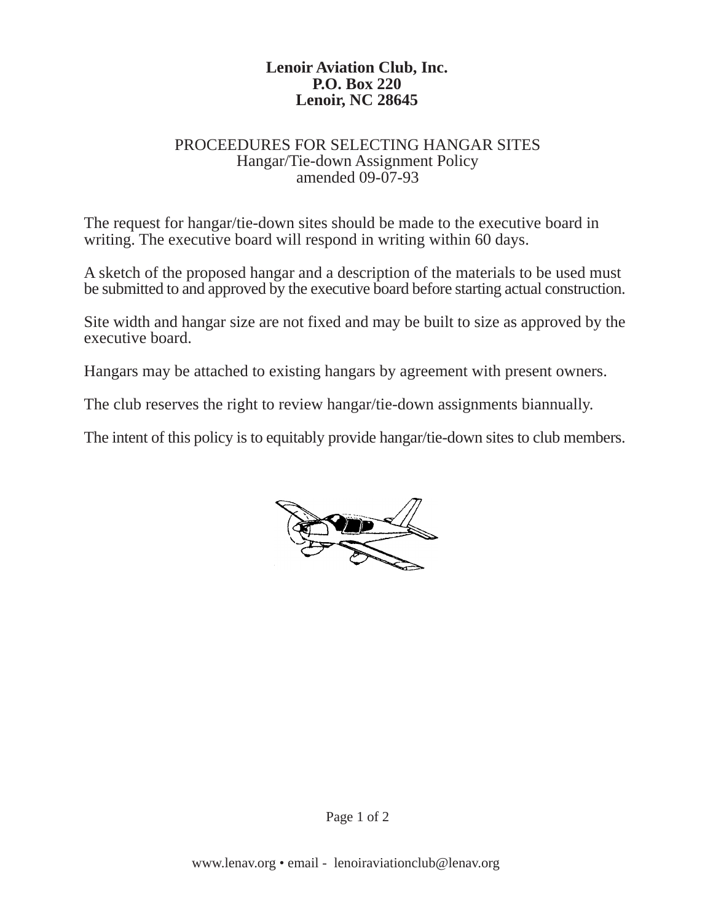**Lenoir Aviation Club, Inc.**
**P.O. Box 220**
**Lenoir, NC 28645**

PROCEEDURES FOR SELECTING HANGAR SITES
Hangar/Tie-down Assignment Policy
amended 09-07-93

The request for hangar/tie-down sites should be made to the executive board in writing. The executive board will respond in writing within 60 days.

A sketch of the proposed hangar and a description of the materials to be used must be submitted to and approved by the executive board before starting actual construction.

Site width and hangar size are not fixed and may be built to size as approved by the executive board.

Hangars may be attached to existing hangars by agreement with present owners.

The club reserves the right to review hangar/tie-down assignments biannually.

The intent of this policy is to equitably provide hangar/tie-down sites to club members.

www.lenav.org • email - lenoiraviationclub@lenav.org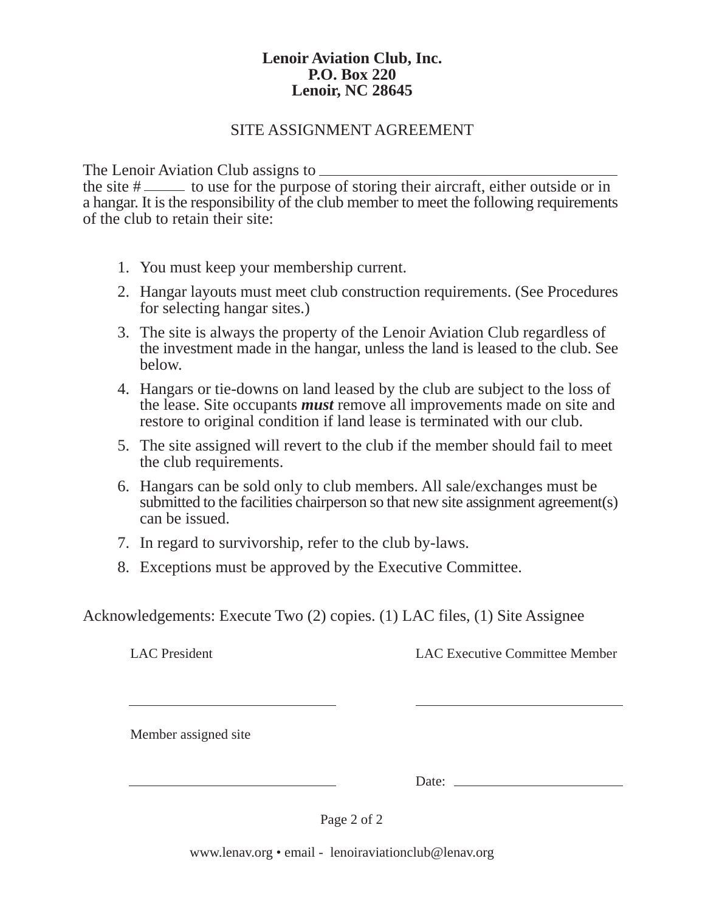**Lenoir Aviation Club, Inc.**
**P.O. Box 220**
**Lenoir, NC 28645**

SITE ASSIGNMENT AGREEMENT

The Lenoir Aviation Club assigns to ________________________________________
the site # ______ to use for the purpose of storing their aircraft, either outside or in a hangar. It is the responsibility of the club member to meet the following requirements of the club to retain their site:

1. You must keep your membership current.
2. Hangar layouts must meet club construction requirements. (See Procedures for selecting hangar sites.)
3. The site is always the property of the Lenoir Aviation Club regardless of the investment made in the hangar, unless the land is leased to the club. See below.
4. Hangars or tie-downs on land leased by the club are subject to the loss of the lease. Site occupants ***must*** remove all improvements made on site and restore to original condition if land lease is terminated with our club.
5. The site assigned will revert to the club if the member should fail to meet the club requirements.
6. Hangars can be sold only to club members. All sale/exchanges must be submitted to the facilities chairperson so that new site assignment agreement(s) can be issued.
7. In regard to survivorship, refer to the club by-laws.
8. Exceptions must be approved by the Executive Committee.

Acknowledgements: Execute Two (2) copies. (1) LAC files, (1) Site Assignee

LAC President

______________________________

LAC Executive Committee Member

______________________________

Member assigned site

______________________________

Date: ________________________

www.lenav.org • email - lenoiraviationclub@lenav.org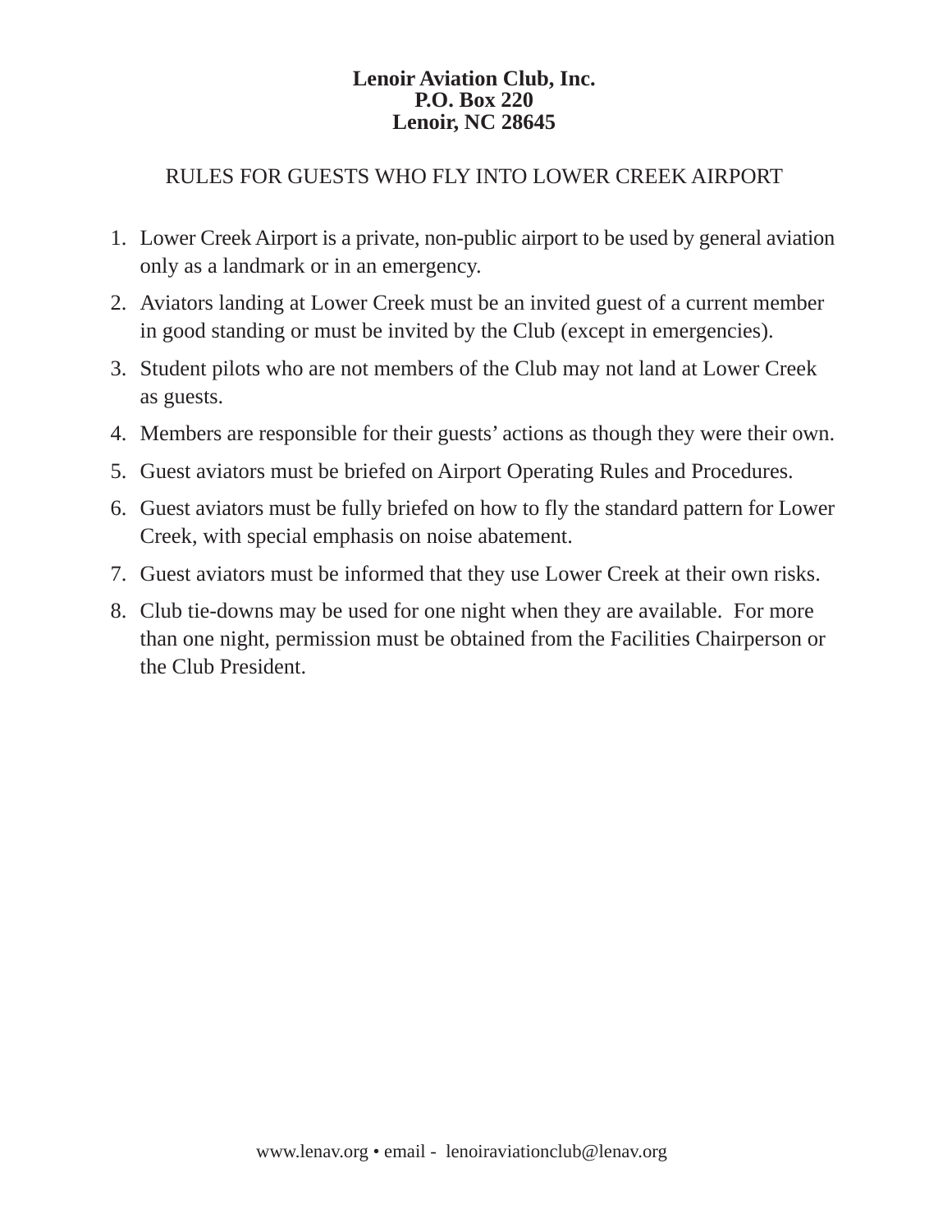**Lenoir Aviation Club, Inc.**
**P.O. Box 220**
**Lenoir, NC 28645**

RULES FOR GUESTS WHO FLY INTO LOWER CREEK AIRPORT

1. Lower Creek Airport is a private, non-public airport to be used by general aviation only as a landmark or in an emergency.
2. Aviators landing at Lower Creek must be an invited guest of a current member in good standing or must be invited by the Club (except in emergencies).
3. Student pilots who are not members of the Club may not land at Lower Creek as guests.
4. Members are responsible for their guests' actions as though they were their own.
5. Guest aviators must be briefed on Airport Operating Rules and Procedures.
6. Guest aviators must be fully briefed on how to fly the standard pattern for Lower Creek, with special emphasis on noise abatement.
7. Guest aviators must be informed that they use Lower Creek at their own risks.
8. Club tie-downs may be used for one night when they are available. For more than one night, permission must be obtained from the Facilities Chairperson or the Club President.

www.lenav.org • email - lenoiraviationclub@lenav.org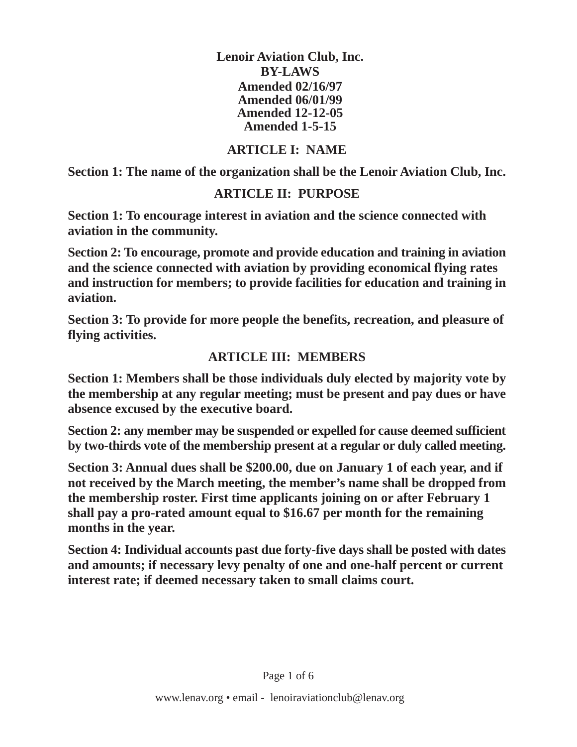# Lenoir Aviation Club, Inc.
# BY-LAWS

**Amended 02/16/97**
**Amended 06/01/99**
**Amended 12-12-05**
**Amended 1-5-15**

## ARTICLE I: NAME

**Section 1: The name of the organization shall be the Lenoir Aviation Club, Inc.**

## ARTICLE II: PURPOSE

**Section 1: To encourage interest in aviation and the science connected with aviation in the community.**

**Section 2: To encourage, promote and provide education and training in aviation and the science connected with aviation by providing economical flying rates and instruction for members; to provide facilities for education and training in aviation.**

**Section 3: To provide for more people the benefits, recreation, and pleasure of flying activities.**

## ARTICLE III: MEMBERS

**Section 1: Members shall be those individuals duly elected by majority vote by the membership at any regular meeting; must be present and pay dues or have absence excused by the executive board.**

**Section 2: any member may be suspended or expelled for cause deemed sufficient by two-thirds vote of the membership present at a regular or duly called meeting.**

**Section 3: Annual dues shall be $200.00, due on January 1 of each year, and if not received by the March meeting, the member's name shall be dropped from the membership roster. First time applicants joining on or after February 1 shall pay a pro-rated amount equal to $16.67 per month for the remaining months in the year.**

**Section 4: Individual accounts past due forty-five days shall be posted with dates and amounts; if necessary levy penalty of one and one-half percent or current interest rate; if deemed necessary taken to small claims court.**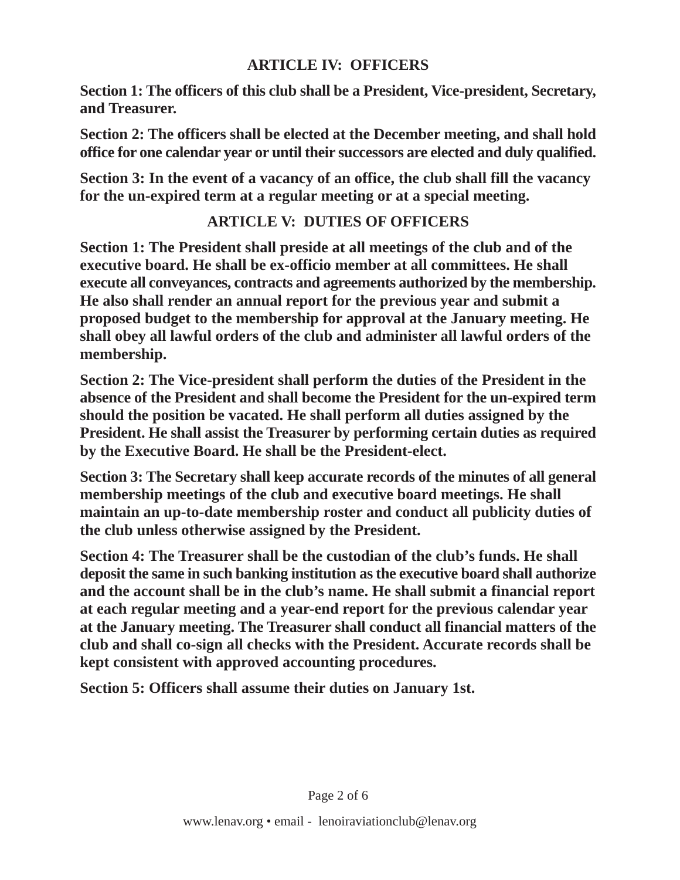## ARTICLE IV: OFFICERS

**Section 1: The officers of this club shall be a President, Vice-president, Secretary, and Treasurer.**

**Section 2: The officers shall be elected at the December meeting, and shall hold office for one calendar year or until their successors are elected and duly qualified.**

**Section 3: In the event of a vacancy of an office, the club shall fill the vacancy for the un-expired term at a regular meeting or at a special meeting.**

## ARTICLE V: DUTIES OF OFFICERS

**Section 1: The President shall preside at all meetings of the club and of the executive board. He shall be ex-officio member at all committees. He shall execute all conveyances, contracts and agreements authorized by the membership. He also shall render an annual report for the previous year and submit a proposed budget to the membership for approval at the January meeting. He shall obey all lawful orders of the club and administer all lawful orders of the membership.**

**Section 2: The Vice-president shall perform the duties of the President in the absence of the President and shall become the President for the un-expired term should the position be vacated. He shall perform all duties assigned by the President. He shall assist the Treasurer by performing certain duties as required by the Executive Board. He shall be the President-elect.**

**Section 3: The Secretary shall keep accurate records of the minutes of all general membership meetings of the club and executive board meetings. He shall maintain an up-to-date membership roster and conduct all publicity duties of the club unless otherwise assigned by the President.**

**Section 4: The Treasurer shall be the custodian of the club's funds. He shall deposit the same in such banking institution as the executive board shall authorize and the account shall be in the club's name. He shall submit a financial report at each regular meeting and a year-end report for the previous calendar year at the January meeting. The Treasurer shall conduct all financial matters of the club and shall co-sign all checks with the President. Accurate records shall be kept consistent with approved accounting procedures.**

**Section 5: Officers shall assume their duties on January 1st.**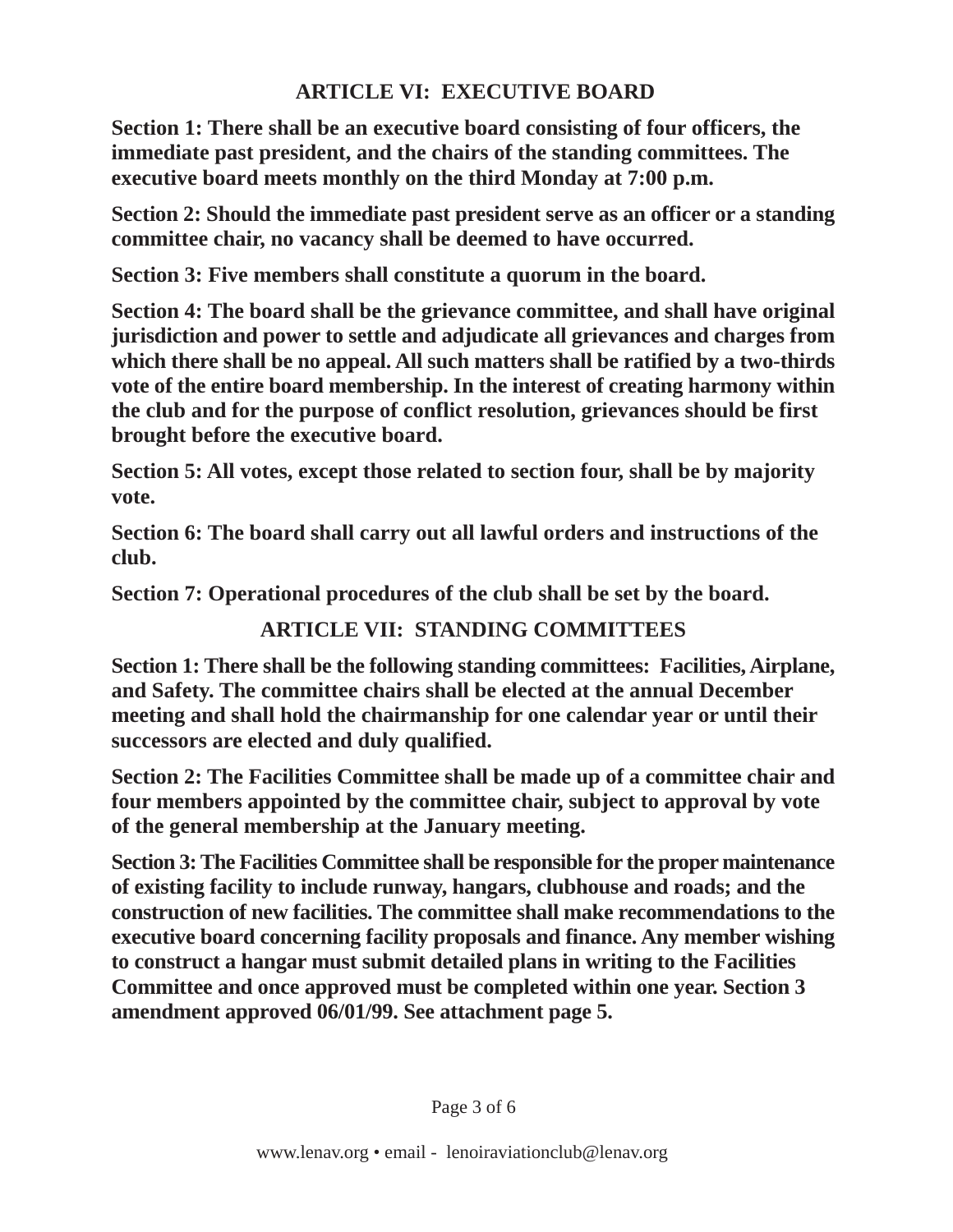## ARTICLE VI: EXECUTIVE BOARD

**Section 1: There shall be an executive board consisting of four officers, the immediate past president, and the chairs of the standing committees. The executive board meets monthly on the third Monday at 7:00 p.m.**

**Section 2: Should the immediate past president serve as an officer or a standing committee chair, no vacancy shall be deemed to have occurred.**

**Section 3: Five members shall constitute a quorum in the board.**

**Section 4: The board shall be the grievance committee, and shall have original jurisdiction and power to settle and adjudicate all grievances and charges from which there shall be no appeal. All such matters shall be ratified by a two-thirds vote of the entire board membership. In the interest of creating harmony within the club and for the purpose of conflict resolution, grievances should be first brought before the executive board.**

**Section 5: All votes, except those related to section four, shall be by majority vote.**

**Section 6: The board shall carry out all lawful orders and instructions of the club.**

**Section 7: Operational procedures of the club shall be set by the board.**

## ARTICLE VII: STANDING COMMITTEES

**Section 1: There shall be the following standing committees: Facilities, Airplane, and Safety. The committee chairs shall be elected at the annual December meeting and shall hold the chairmanship for one calendar year or until their successors are elected and duly qualified.**

**Section 2: The Facilities Committee shall be made up of a committee chair and four members appointed by the committee chair, subject to approval by vote of the general membership at the January meeting.**

**Section 3: The Facilities Committee shall be responsible for the proper maintenance of existing facility to include runway, hangars, clubhouse and roads; and the construction of new facilities. The committee shall make recommendations to the executive board concerning facility proposals and finance. Any member wishing to construct a hangar must submit detailed plans in writing to the Facilities Committee and once approved must be completed within one year. Section 3 amendment approved 06/01/99. See attachment page 5.**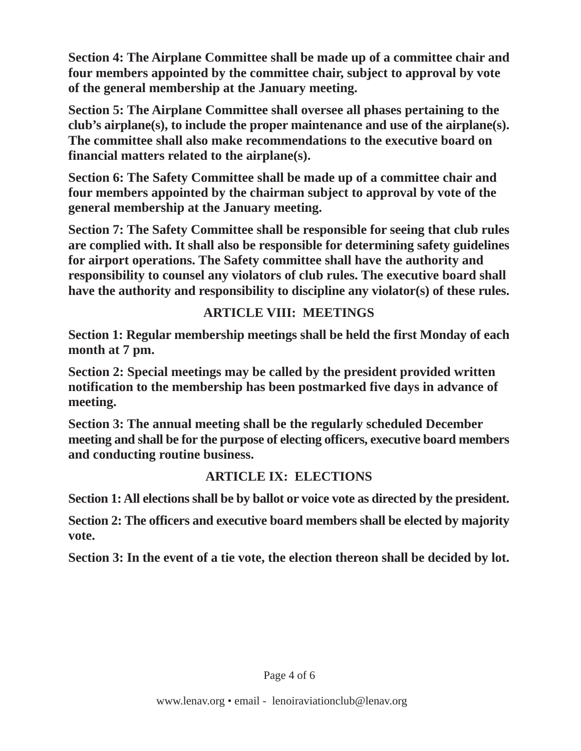**Section 4: The Airplane Committee shall be made up of a committee chair and four members appointed by the committee chair, subject to approval by vote of the general membership at the January meeting.**

**Section 5: The Airplane Committee shall oversee all phases pertaining to the club's airplane(s), to include the proper maintenance and use of the airplane(s). The committee shall also make recommendations to the executive board on financial matters related to the airplane(s).**

**Section 6: The Safety Committee shall be made up of a committee chair and four members appointed by the chairman subject to approval by vote of the general membership at the January meeting.**

**Section 7: The Safety Committee shall be responsible for seeing that club rules are complied with. It shall also be responsible for determining safety guidelines for airport operations. The Safety committee shall have the authority and responsibility to counsel any violators of club rules. The executive board shall have the authority and responsibility to discipline any violator(s) of these rules.**

## ARTICLE VIII: MEETINGS

**Section 1: Regular membership meetings shall be held the first Monday of each month at 7 pm.**

**Section 2: Special meetings may be called by the president provided written notification to the membership has been postmarked five days in advance of meeting.**

**Section 3: The annual meeting shall be the regularly scheduled December meeting and shall be for the purpose of electing officers, executive board members and conducting routine business.**

## ARTICLE IX: ELECTIONS

**Section 1: All elections shall be by ballot or voice vote as directed by the president.**

**Section 2: The officers and executive board members shall be elected by majority vote.**

**Section 3: In the event of a tie vote, the election thereon shall be decided by lot.**

www.lenav.org • email - lenoiraviationclub@lenav.org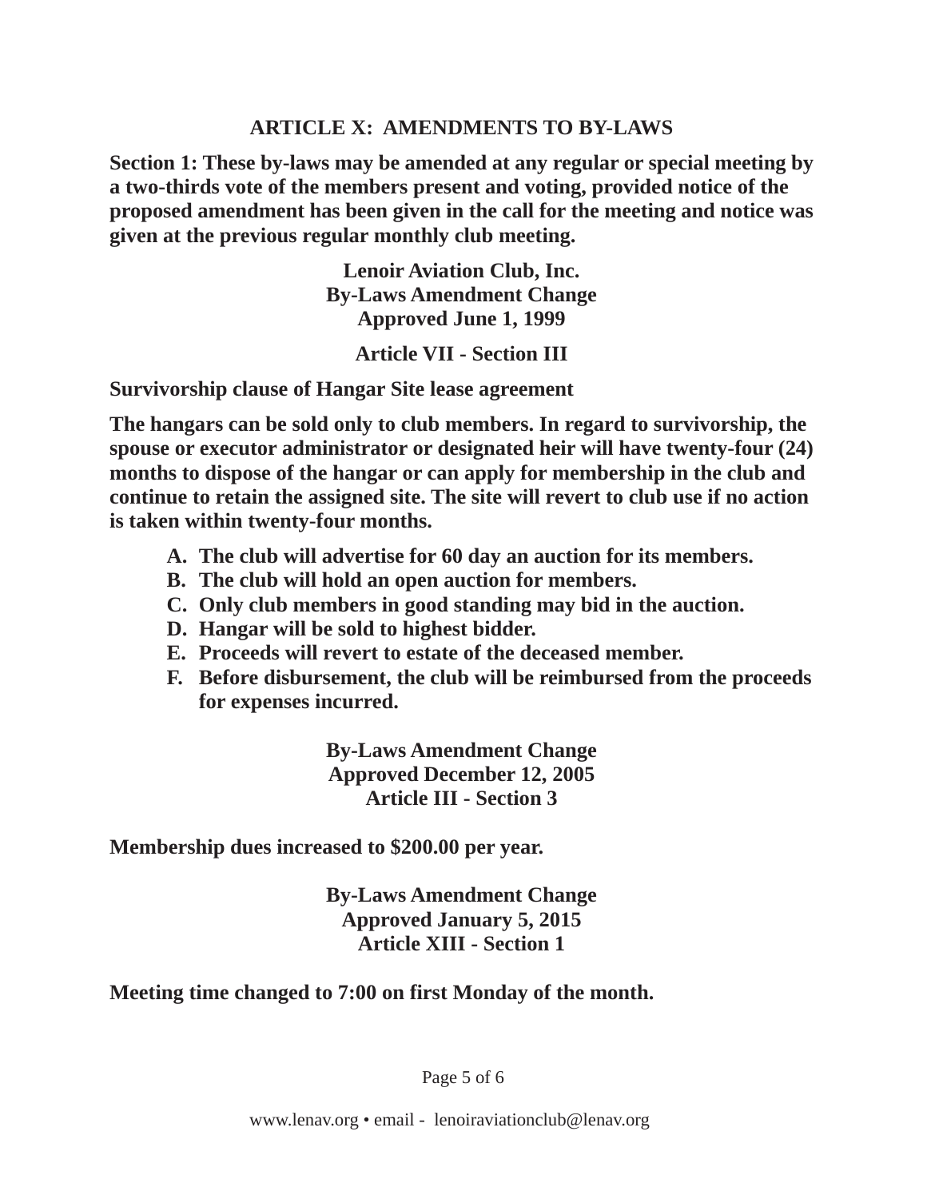## ARTICLE X: AMENDMENTS TO BY-LAWS

**Section 1: These by-laws may be amended at any regular or special meeting by a two-thirds vote of the members present and voting, provided notice of the proposed amendment has been given in the call for the meeting and notice was given at the previous regular monthly club meeting.**

**Lenoir Aviation Club, Inc.**
**By-Laws Amendment Change**
**Approved June 1, 1999**

**Article VII - Section III**

**Survivorship clause of Hangar Site lease agreement**

**The hangars can be sold only to club members. In regard to survivorship, the spouse or executor administrator or designated heir will have twenty-four (24) months to dispose of the hangar or can apply for membership in the club and continue to retain the assigned site. The site will revert to club use if no action is taken within twenty-four months.**

A. **The club will advertise for 60 day an auction for its members.**
B. **The club will hold an open auction for members.**
C. **Only club members in good standing may bid in the auction.**
D. **Hangar will be sold to highest bidder.**
E. **Proceeds will revert to estate of the deceased member.**
F. **Before disbursement, the club will be reimbursed from the proceeds for expenses incurred.**

**By-Laws Amendment Change**
**Approved December 12, 2005**
**Article III - Section 3**

**Membership dues increased to $200.00 per year.**

**By-Laws Amendment Change**
**Approved January 5, 2015**
**Article XIII - Section 1**

**Meeting time changed to 7:00 on first Monday of the month.**

www.lenav.org • email - lenoiraviationclub@lenav.org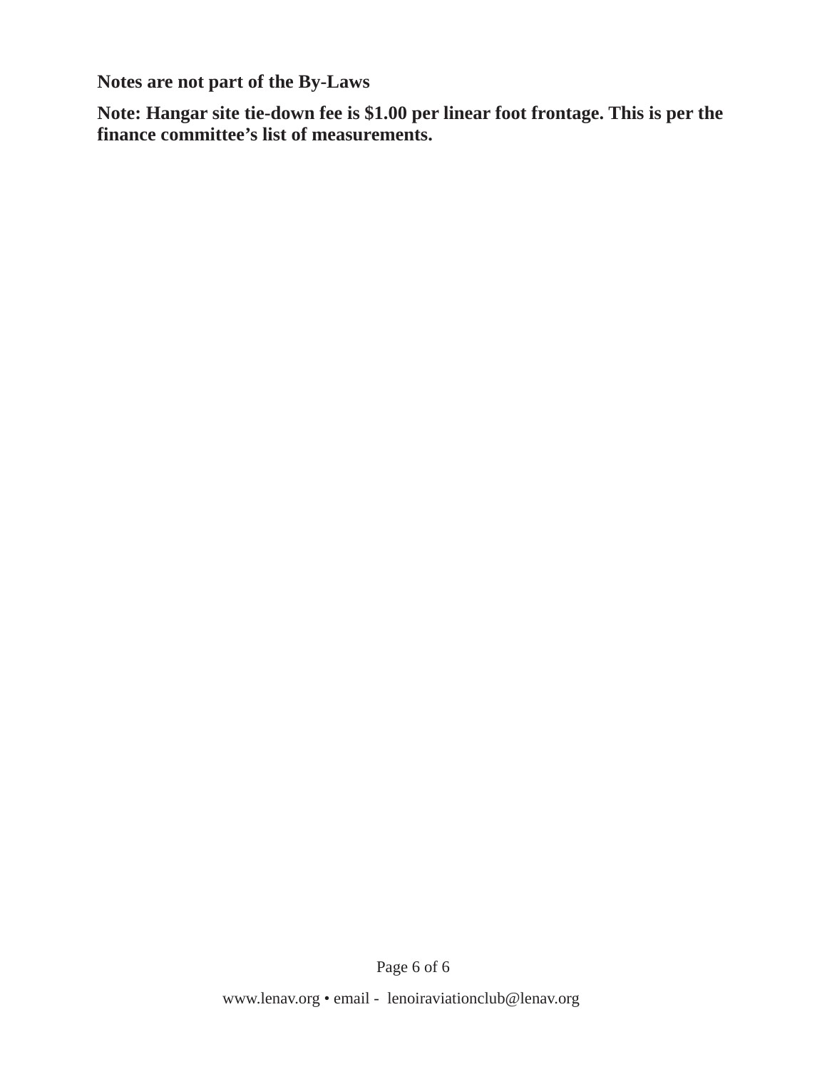**Notes are not part of the By-Laws**

**Note: Hangar site tie-down fee is $1.00 per linear foot frontage. This is per the finance committee's list of measurements.**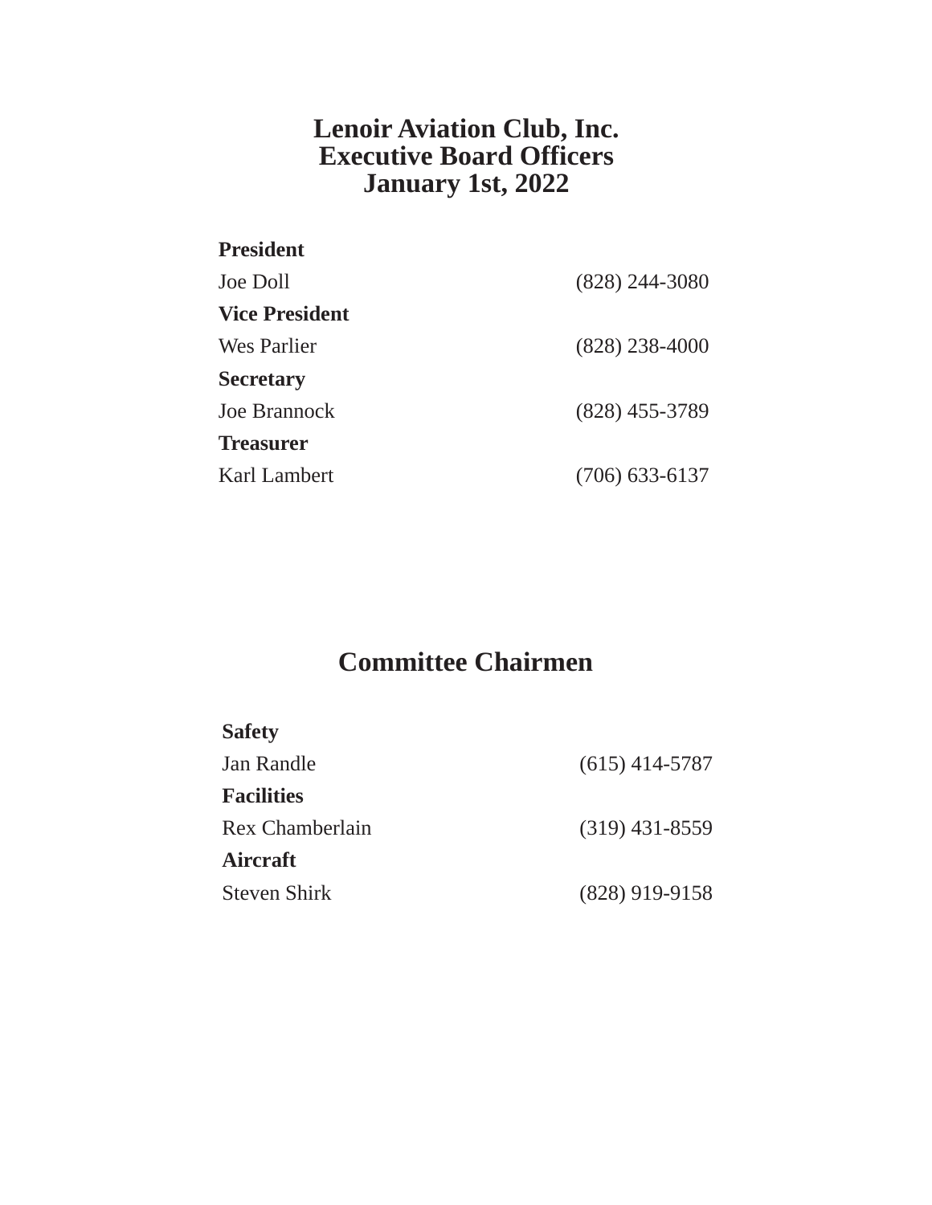# Lenoir Aviation Club, Inc.
# Executive Board Officers
# January 1st, 2022

| | |
|---|---|
| **President** | |
| Joe Doll | (828) 244-3080 |
| **Vice President** | |
| Wes Parlier | (828) 238-4000 |
| **Secretary** | |
| Joe Brannock | (828) 455-3789 |
| **Treasurer** | |
| Karl Lambert | (706) 633-6137 |

## Committee Chairmen

| | |
|---|---|
| **Safety** | |
| Jan Randle | (615) 414-5787 |
| **Facilities** | |
| Rex Chamberlain | (319) 431-8559 |
| **Aircraft** | |
| Steven Shirk | (828) 919-9158 |